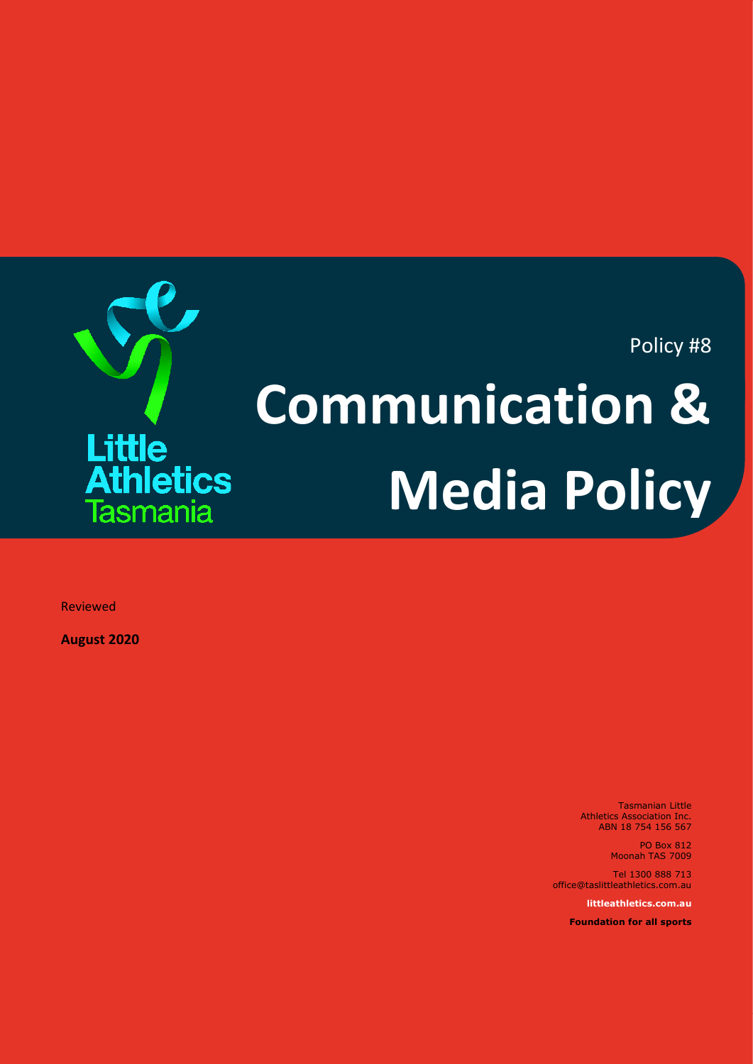Little Athletics Tasmania

Policy #8

# Communication & Media Policy

Reviewed

**August 2020**

Tasmanian Little Athletics Association Inc.
ABN 18 754 156 567

PO Box 812
Moonah TAS 7009

Tel 1300 888 713
office@taslittleathletics.com.au

**littleathletics.com.au**

**Foundation for all sports**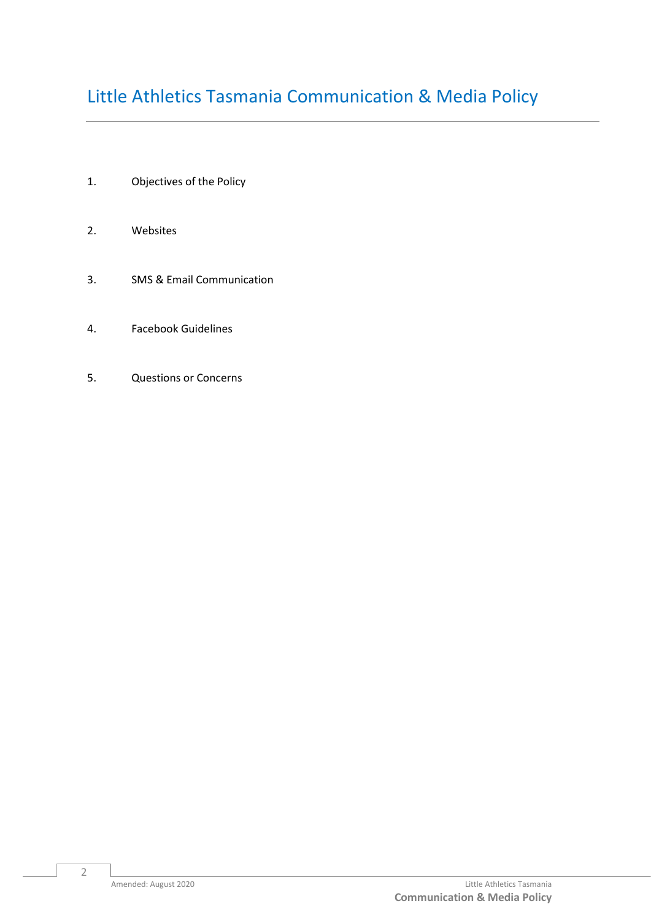# Little Athletics Tasmania Communication & Media Policy

1. Objectives of the Policy
2. Websites
3. SMS & Email Communication
4. Facebook Guidelines
5. Questions or Concerns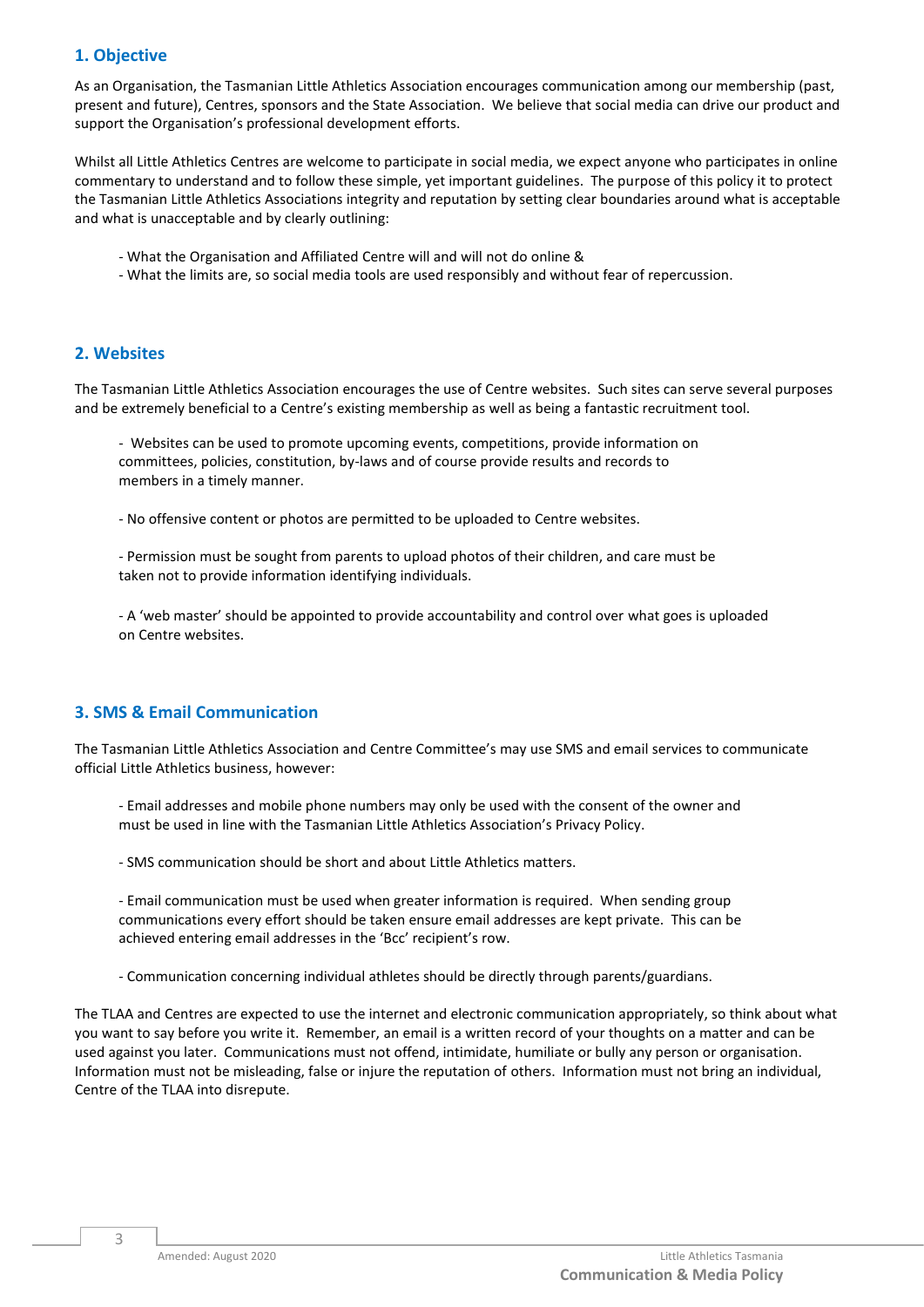## 1. Objective

As an Organisation, the Tasmanian Little Athletics Association encourages communication among our membership (past, present and future), Centres, sponsors and the State Association. We believe that social media can drive our product and support the Organisation's professional development efforts.

Whilst all Little Athletics Centres are welcome to participate in social media, we expect anyone who participates in online commentary to understand and to follow these simple, yet important guidelines. The purpose of this policy it to protect the Tasmanian Little Athletics Associations integrity and reputation by setting clear boundaries around what is acceptable and what is unacceptable and by clearly outlining:

- What the Organisation and Affiliated Centre will and will not do online &
- What the limits are, so social media tools are used responsibly and without fear of repercussion.

## 2. Websites

The Tasmanian Little Athletics Association encourages the use of Centre websites. Such sites can serve several purposes and be extremely beneficial to a Centre's existing membership as well as being a fantastic recruitment tool.

- Websites can be used to promote upcoming events, competitions, provide information on committees, policies, constitution, by-laws and of course provide results and records to members in a timely manner.

- No offensive content or photos are permitted to be uploaded to Centre websites.

- Permission must be sought from parents to upload photos of their children, and care must be taken not to provide information identifying individuals.

- A 'web master' should be appointed to provide accountability and control over what goes is uploaded on Centre websites.

## 3. SMS & Email Communication

The Tasmanian Little Athletics Association and Centre Committee's may use SMS and email services to communicate official Little Athletics business, however:

- Email addresses and mobile phone numbers may only be used with the consent of the owner and must be used in line with the Tasmanian Little Athletics Association's Privacy Policy.

- SMS communication should be short and about Little Athletics matters.

- Email communication must be used when greater information is required. When sending group communications every effort should be taken ensure email addresses are kept private. This can be achieved entering email addresses in the 'Bcc' recipient's row.

- Communication concerning individual athletes should be directly through parents/guardians.

The TLAA and Centres are expected to use the internet and electronic communication appropriately, so think about what you want to say before you write it. Remember, an email is a written record of your thoughts on a matter and can be used against you later. Communications must not offend, intimidate, humiliate or bully any person or organisation. Information must not be misleading, false or injure the reputation of others. Information must not bring an individual, Centre of the TLAA into disrepute.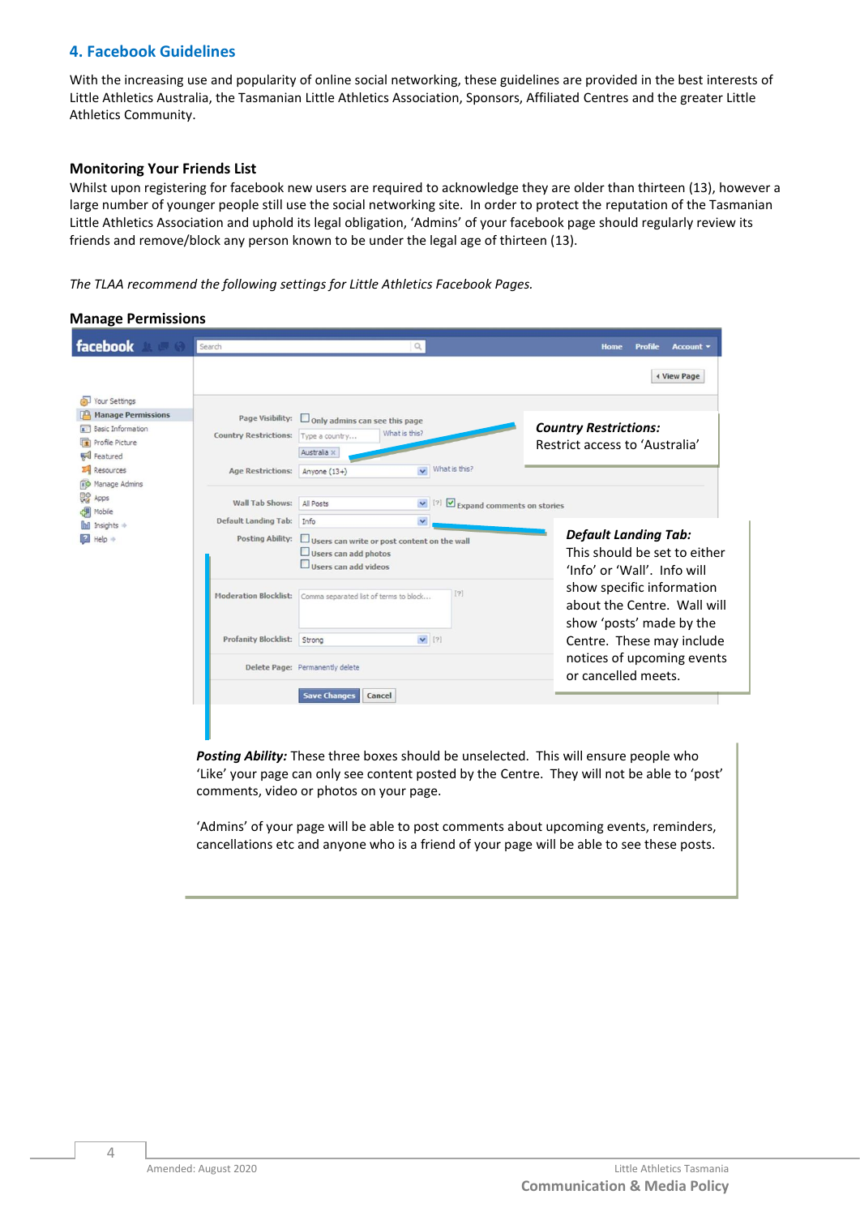## 4. Facebook Guidelines

With the increasing use and popularity of online social networking, these guidelines are provided in the best interests of Little Athletics Australia, the Tasmanian Little Athletics Association, Sponsors, Affiliated Centres and the greater Little Athletics Community.

### Monitoring Your Friends List

Whilst upon registering for facebook new users are required to acknowledge they are older than thirteen (13), however a large number of younger people still use the social networking site. In order to protect the reputation of the Tasmanian Little Athletics Association and uphold its legal obligation, 'Admins' of your facebook page should regularly review its friends and remove/block any person known to be under the legal age of thirteen (13).

*The TLAA recommend the following settings for Little Athletics Facebook Pages.*

### Manage Permissions

***Country Restrictions:***
Restrict access to 'Australia'

***Default Landing Tab:***
This should be set to either 'Info' or 'Wall'. Info will show specific information about the Centre. Wall will show 'posts' made by the Centre. These may include notices of upcoming events or cancelled meets.

***Posting Ability:*** These three boxes should be unselected. This will ensure people who 'Like' your page can only see content posted by the Centre. They will not be able to 'post' comments, video or photos on your page.

'Admins' of your page will be able to post comments about upcoming events, reminders, cancellations etc and anyone who is a friend of your page will be able to see these posts.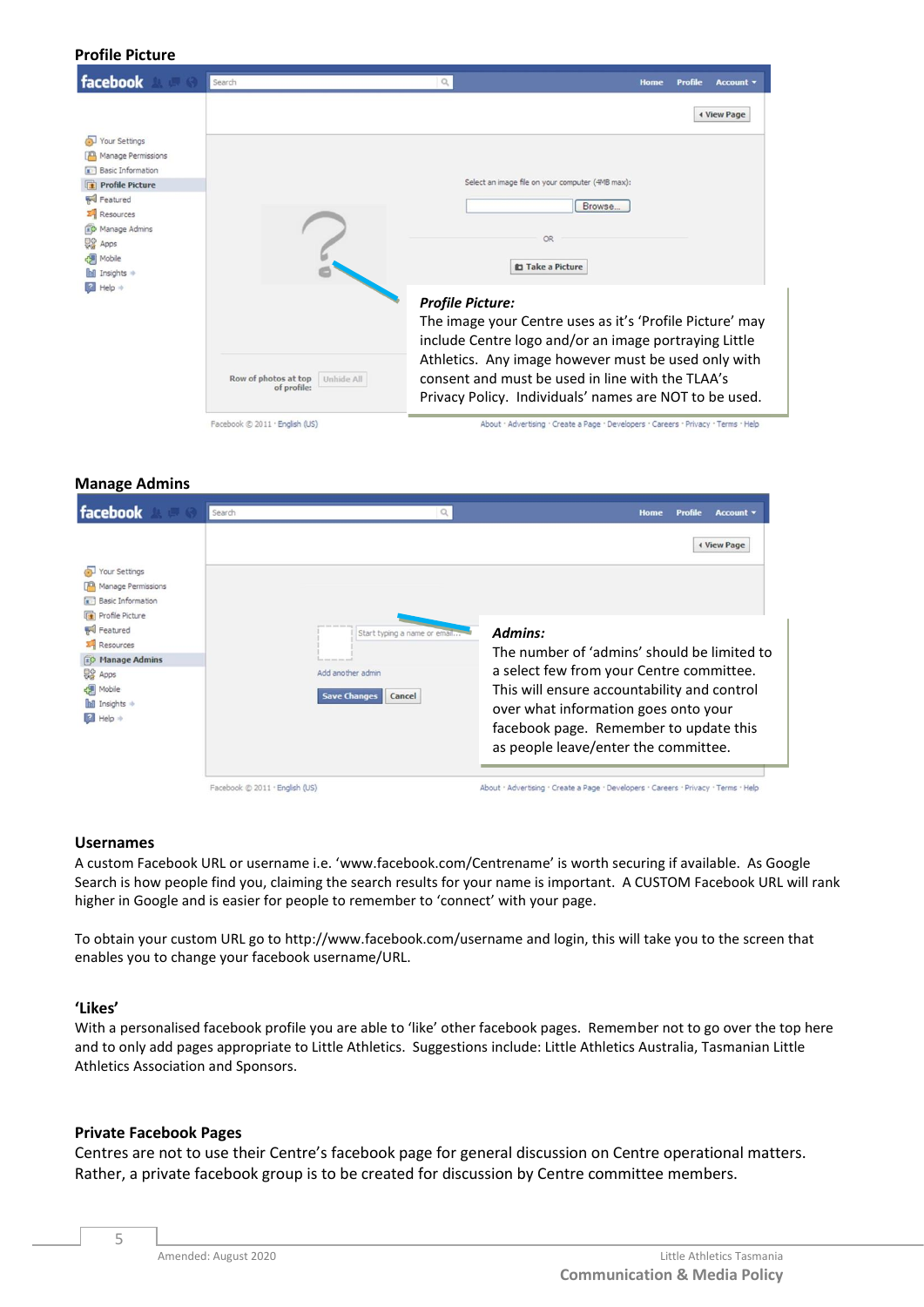## Profile Picture

***Profile Picture:***
The image your Centre uses as it's 'Profile Picture' may include Centre logo and/or an image portraying Little Athletics. Any image however must be used only with consent and must be used in line with the TLAA's Privacy Policy. Individuals' names are NOT to be used.

## Manage Admins

***Admins:***
The number of 'admins' should be limited to a select few from your Centre committee. This will ensure accountability and control over what information goes onto your facebook page. Remember to update this as people leave/enter the committee.

## Usernames

A custom Facebook URL or username i.e. 'www.facebook.com/Centrename' is worth securing if available. As Google Search is how people find you, claiming the search results for your name is important. A CUSTOM Facebook URL will rank higher in Google and is easier for people to remember to 'connect' with your page.

To obtain your custom URL go to http://www.facebook.com/username and login, this will take you to the screen that enables you to change your facebook username/URL.

## 'Likes'

With a personalised facebook profile you are able to 'like' other facebook pages. Remember not to go over the top here and to only add pages appropriate to Little Athletics. Suggestions include: Little Athletics Australia, Tasmanian Little Athletics Association and Sponsors.

## Private Facebook Pages

Centres are not to use their Centre's facebook page for general discussion on Centre operational matters. Rather, a private facebook group is to be created for discussion by Centre committee members.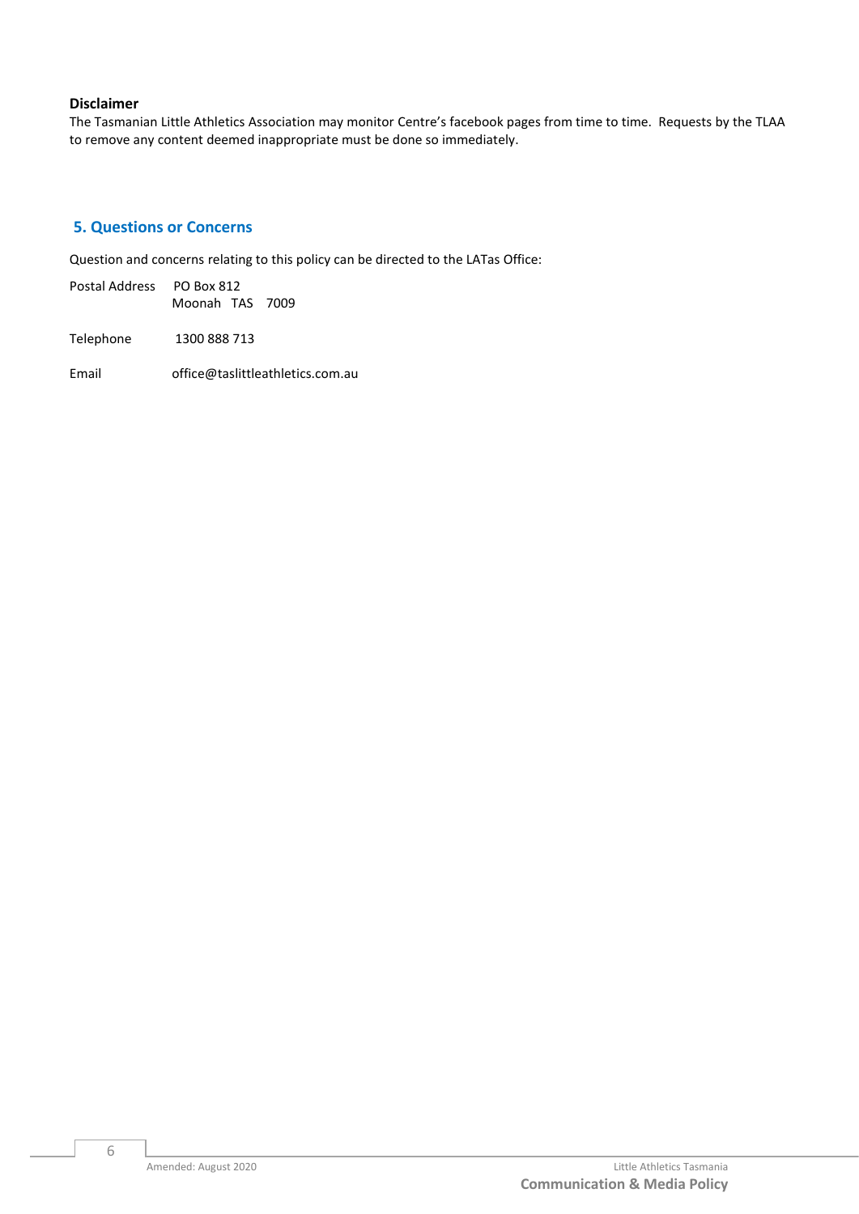**Disclaimer**

The Tasmanian Little Athletics Association may monitor Centre's facebook pages from time to time. Requests by the TLAA to remove any content deemed inappropriate must be done so immediately.

## 5. Questions or Concerns

Question and concerns relating to this policy can be directed to the LATas Office:

| | |
|---|---|
| Postal Address | PO Box 812<br>Moonah TAS 7009 |
| Telephone | 1300 888 713 |
| Email | office@taslittleathletics.com.au |